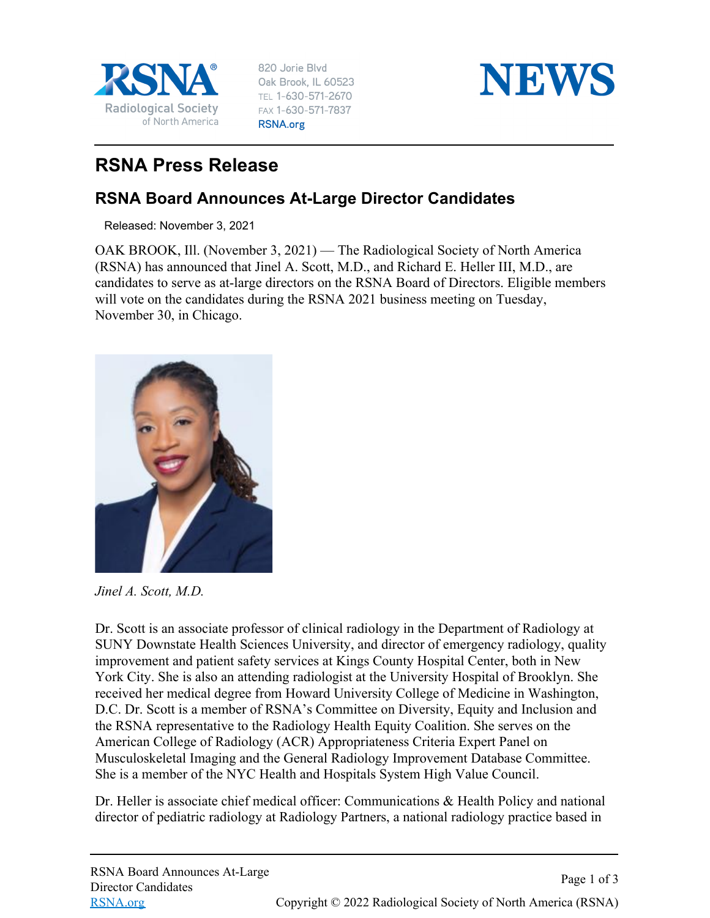RSNA® Radiological Society of North America

820 Jorie Blvd
Oak Brook, IL 60523
TEL 1-630-571-2670
FAX 1-630-571-7837
RSNA.org

NEWS

# RSNA Press Release

## RSNA Board Announces At-Large Director Candidates

Released: November 3, 2021

OAK BROOK, Ill. (November 3, 2021) — The Radiological Society of North America (RSNA) has announced that Jinel A. Scott, M.D., and Richard E. Heller III, M.D., are candidates to serve as at-large directors on the RSNA Board of Directors. Eligible members will vote on the candidates during the RSNA 2021 business meeting on Tuesday, November 30, in Chicago.

*Jinel A. Scott, M.D.*

Dr. Scott is an associate professor of clinical radiology in the Department of Radiology at SUNY Downstate Health Sciences University, and director of emergency radiology, quality improvement and patient safety services at Kings County Hospital Center, both in New York City. She is also an attending radiologist at the University Hospital of Brooklyn. She received her medical degree from Howard University College of Medicine in Washington, D.C. Dr. Scott is a member of RSNA's Committee on Diversity, Equity and Inclusion and the RSNA representative to the Radiology Health Equity Coalition. She serves on the American College of Radiology (ACR) Appropriateness Criteria Expert Panel on Musculoskeletal Imaging and the General Radiology Improvement Database Committee. She is a member of the NYC Health and Hospitals System High Value Council.

Dr. Heller is associate chief medical officer: Communications & Health Policy and national director of pediatric radiology at Radiology Partners, a national radiology practice based in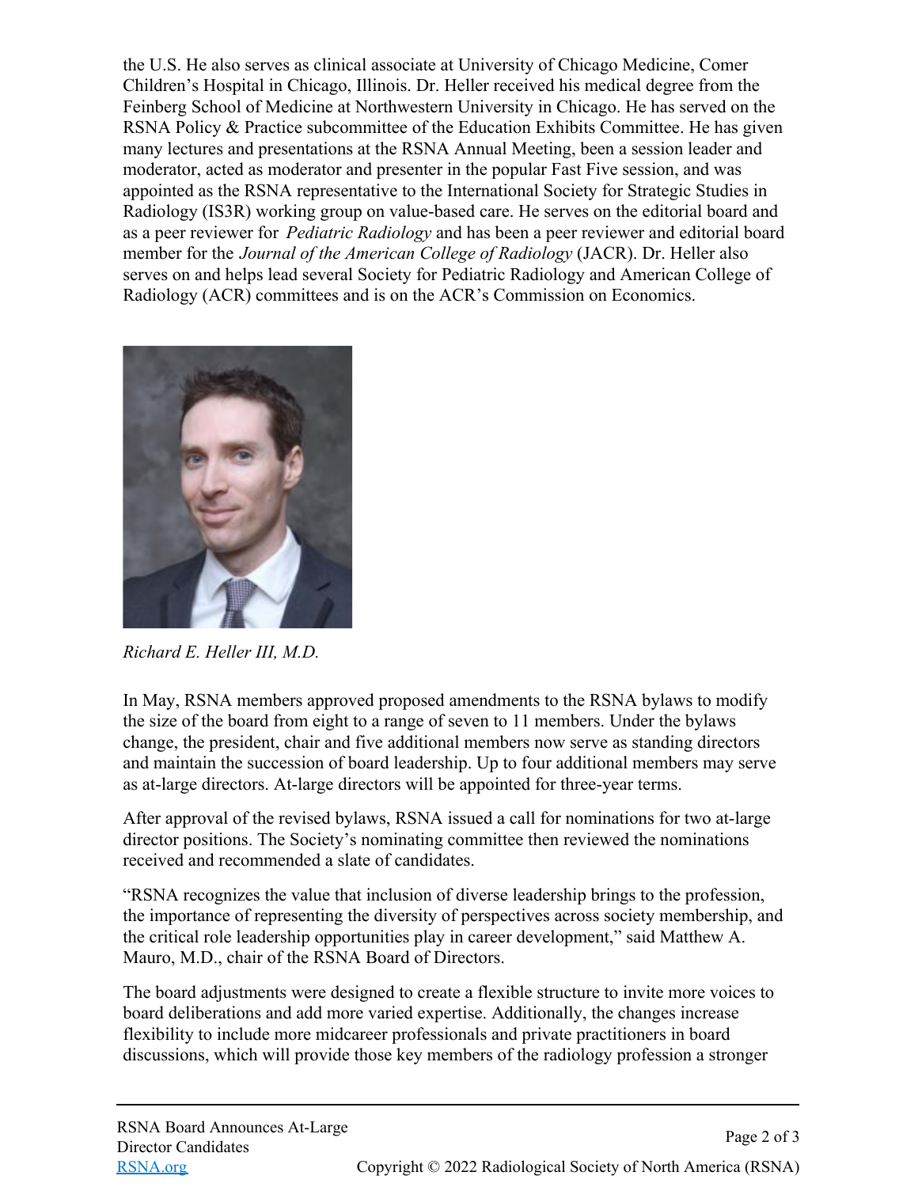the U.S. He also serves as clinical associate at University of Chicago Medicine, Comer Children's Hospital in Chicago, Illinois. Dr. Heller received his medical degree from the Feinberg School of Medicine at Northwestern University in Chicago. He has served on the RSNA Policy & Practice subcommittee of the Education Exhibits Committee. He has given many lectures and presentations at the RSNA Annual Meeting, been a session leader and moderator, acted as moderator and presenter in the popular Fast Five session, and was appointed as the RSNA representative to the International Society for Strategic Studies in Radiology (IS3R) working group on value-based care. He serves on the editorial board and as a peer reviewer for *Pediatric Radiology* and has been a peer reviewer and editorial board member for the *Journal of the American College of Radiology* (JACR). Dr. Heller also serves on and helps lead several Society for Pediatric Radiology and American College of Radiology (ACR) committees and is on the ACR's Commission on Economics.

*Richard E. Heller III, M.D.*

In May, RSNA members approved proposed amendments to the RSNA bylaws to modify the size of the board from eight to a range of seven to 11 members. Under the bylaws change, the president, chair and five additional members now serve as standing directors and maintain the succession of board leadership. Up to four additional members may serve as at-large directors. At-large directors will be appointed for three-year terms.

After approval of the revised bylaws, RSNA issued a call for nominations for two at-large director positions. The Society's nominating committee then reviewed the nominations received and recommended a slate of candidates.

"RSNA recognizes the value that inclusion of diverse leadership brings to the profession, the importance of representing the diversity of perspectives across society membership, and the critical role leadership opportunities play in career development," said Matthew A. Mauro, M.D., chair of the RSNA Board of Directors.

The board adjustments were designed to create a flexible structure to invite more voices to board deliberations and add more varied expertise. Additionally, the changes increase flexibility to include more midcareer professionals and private practitioners in board discussions, which will provide those key members of the radiology profession a stronger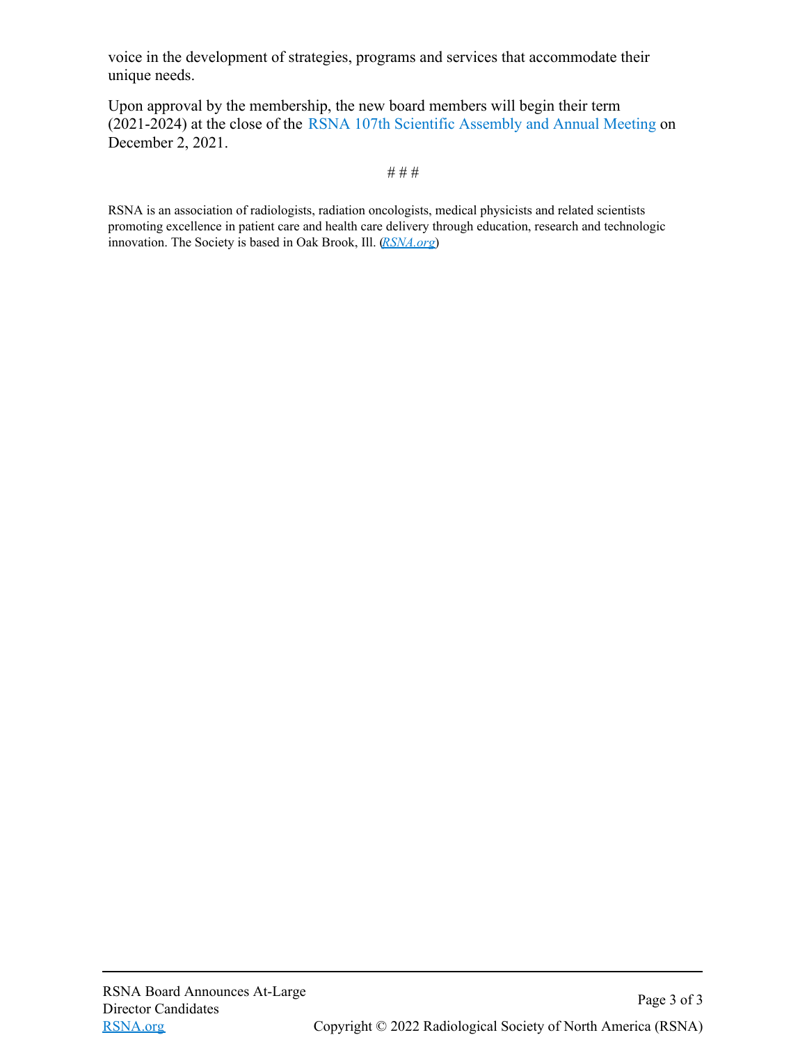voice in the development of strategies, programs and services that accommodate their unique needs.

Upon approval by the membership, the new board members will begin their term (2021-2024) at the close of the RSNA 107th Scientific Assembly and Annual Meeting on December 2, 2021.

# # #

RSNA is an association of radiologists, radiation oncologists, medical physicists and related scientists promoting excellence in patient care and health care delivery through education, research and technologic innovation. The Society is based in Oak Brook, Ill. (*RSNA.org*)